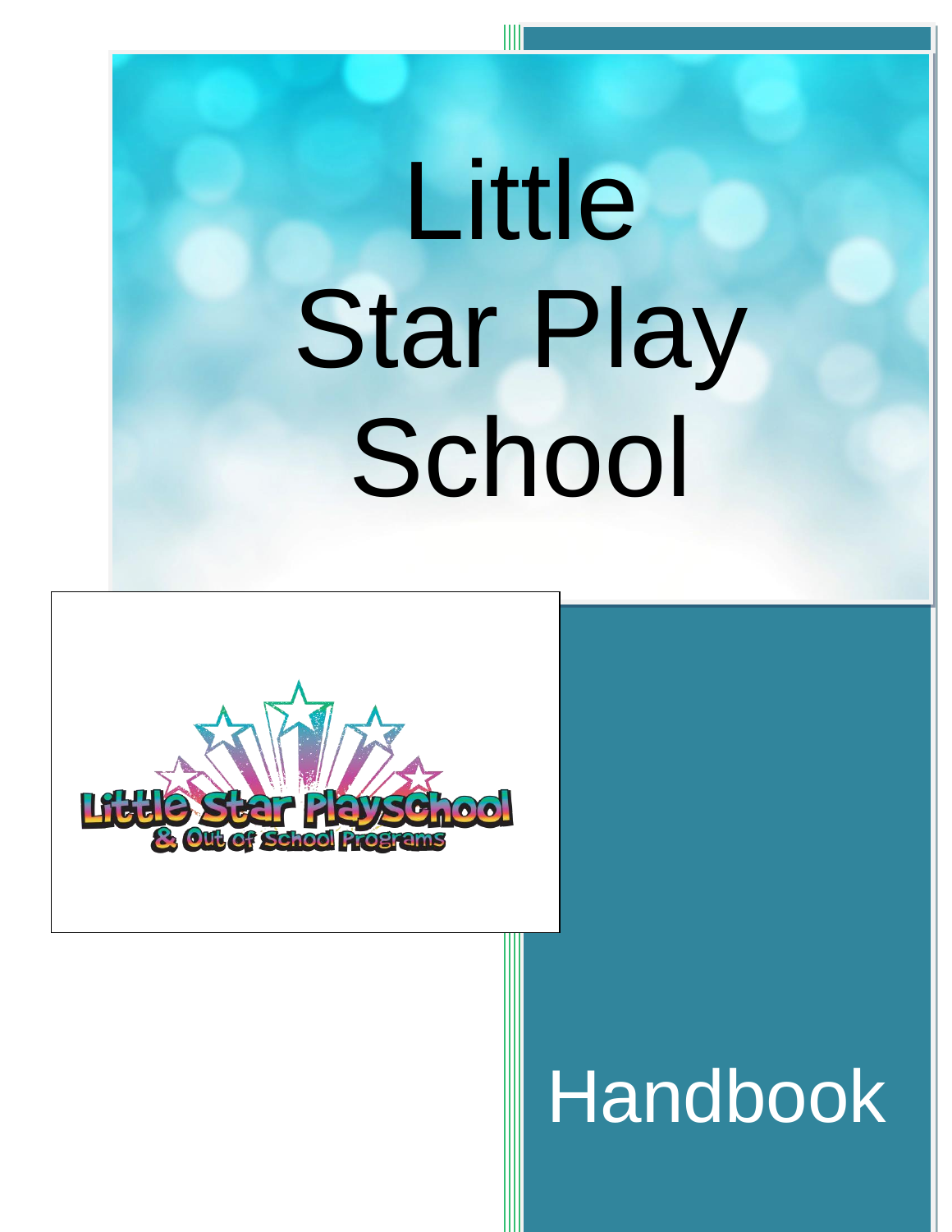# Little Star Play School

Handbook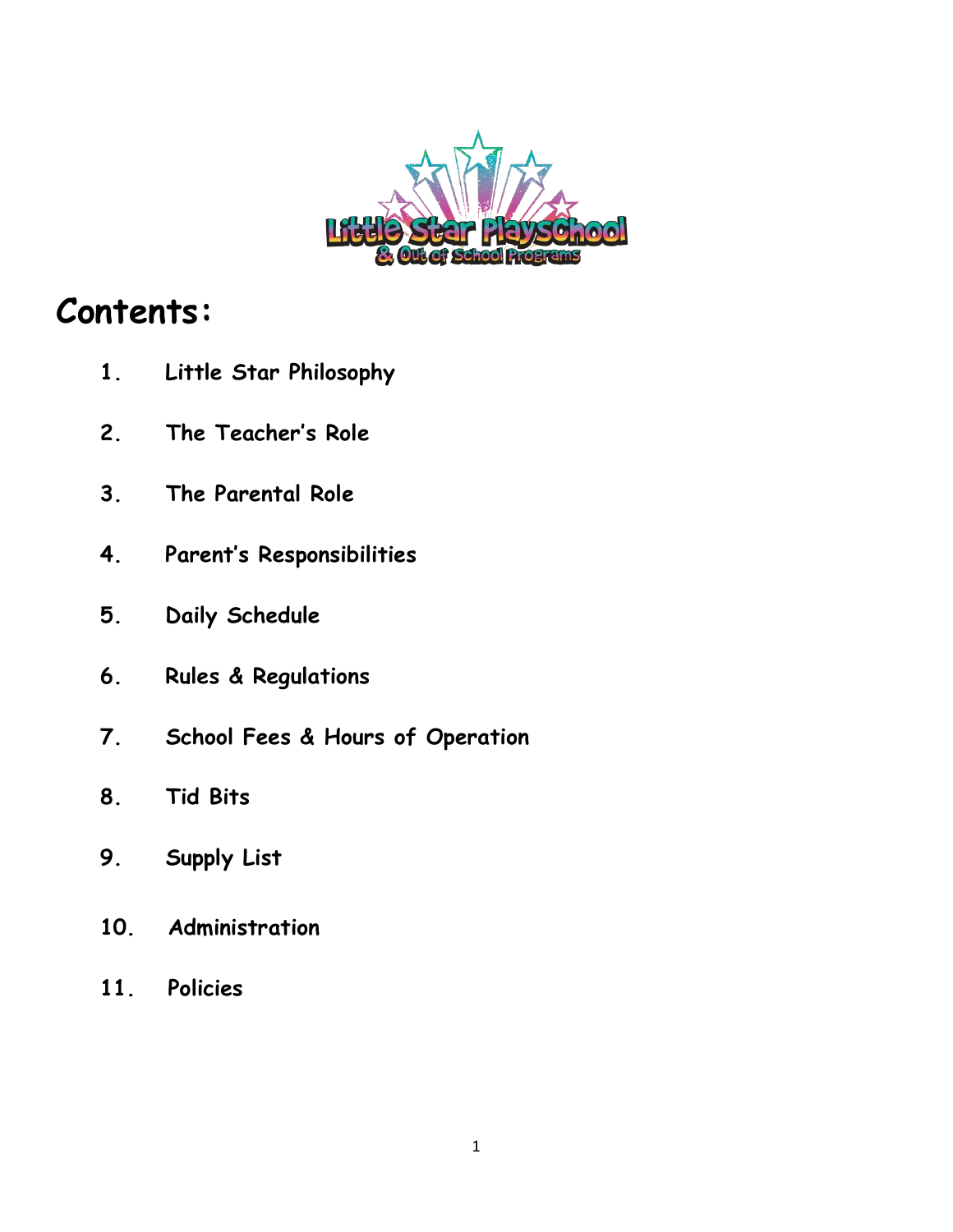# Contents:

1. Little Star Philosophy
2. The Teacher's Role
3. The Parental Role
4. Parent's Responsibilities
5. Daily Schedule
6. Rules & Regulations
7. School Fees & Hours of Operation
8. Tid Bits
9. Supply List
10. Administration
11. Policies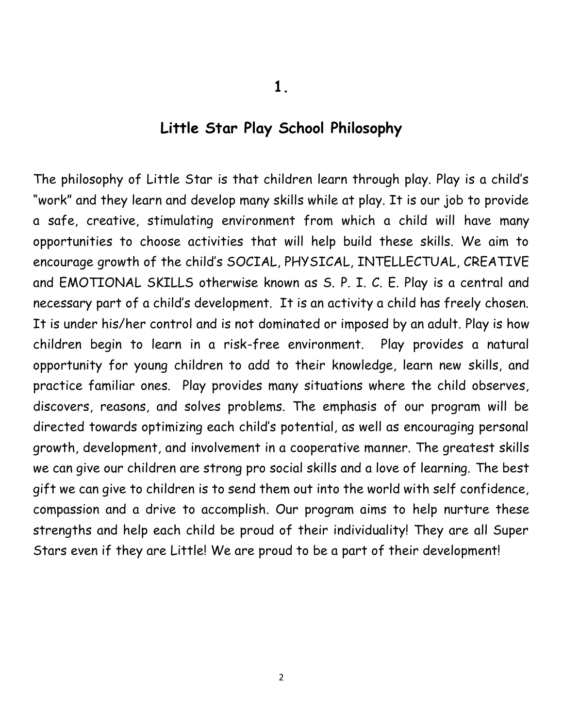## 1.

## Little Star Play School Philosophy

The philosophy of Little Star is that children learn through play. Play is a child's "work" and they learn and develop many skills while at play. It is our job to provide a safe, creative, stimulating environment from which a child will have many opportunities to choose activities that will help build these skills. We aim to encourage growth of the child's SOCIAL, PHYSICAL, INTELLECTUAL, CREATIVE and EMOTIONAL SKILLS otherwise known as S. P. I. C. E. Play is a central and necessary part of a child's development. It is an activity a child has freely chosen. It is under his/her control and is not dominated or imposed by an adult. Play is how children begin to learn in a risk-free environment. Play provides a natural opportunity for young children to add to their knowledge, learn new skills, and practice familiar ones. Play provides many situations where the child observes, discovers, reasons, and solves problems. The emphasis of our program will be directed towards optimizing each child's potential, as well as encouraging personal growth, development, and involvement in a cooperative manner. The greatest skills we can give our children are strong pro social skills and a love of learning. The best gift we can give to children is to send them out into the world with self confidence, compassion and a drive to accomplish. Our program aims to help nurture these strengths and help each child be proud of their individuality! They are all Super Stars even if they are Little! We are proud to be a part of their development!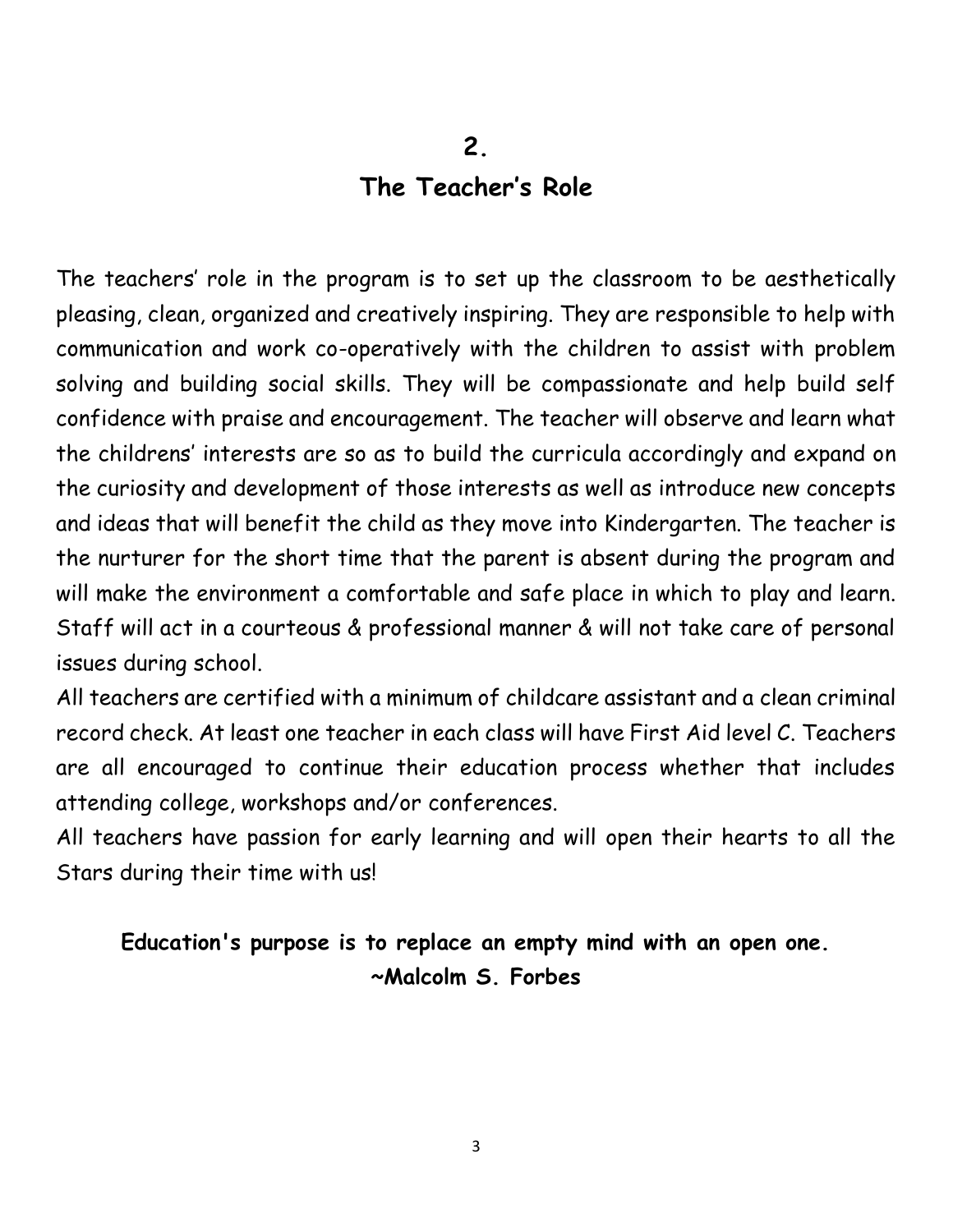## 2.
## The Teacher's Role

The teachers' role in the program is to set up the classroom to be aesthetically pleasing, clean, organized and creatively inspiring. They are responsible to help with communication and work co-operatively with the children to assist with problem solving and building social skills. They will be compassionate and help build self confidence with praise and encouragement. The teacher will observe and learn what the childrens' interests are so as to build the curricula accordingly and expand on the curiosity and development of those interests as well as introduce new concepts and ideas that will benefit the child as they move into Kindergarten. The teacher is the nurturer for the short time that the parent is absent during the program and will make the environment a comfortable and safe place in which to play and learn. Staff will act in a courteous & professional manner & will not take care of personal issues during school.

All teachers are certified with a minimum of childcare assistant and a clean criminal record check. At least one teacher in each class will have First Aid level C. Teachers are all encouraged to continue their education process whether that includes attending college, workshops and/or conferences.

All teachers have passion for early learning and will open their hearts to all the Stars during their time with us!

**Education's purpose is to replace an empty mind with an open one.**
**~Malcolm S. Forbes**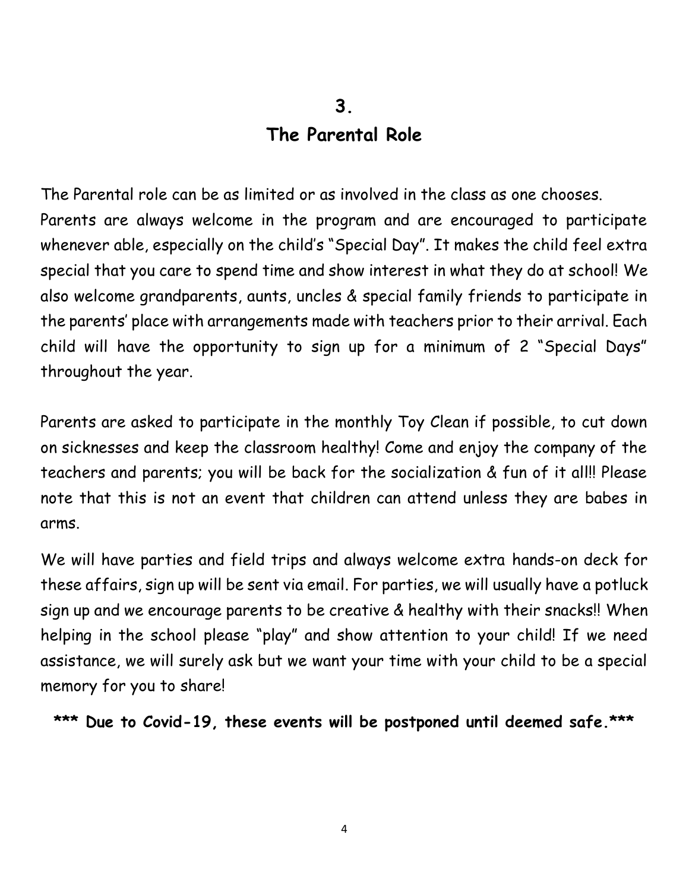## 3.
## The Parental Role

The Parental role can be as limited or as involved in the class as one chooses. Parents are always welcome in the program and are encouraged to participate whenever able, especially on the child's "Special Day". It makes the child feel extra special that you care to spend time and show interest in what they do at school! We also welcome grandparents, aunts, uncles & special family friends to participate in the parents' place with arrangements made with teachers prior to their arrival. Each child will have the opportunity to sign up for a minimum of 2 "Special Days" throughout the year.

Parents are asked to participate in the monthly Toy Clean if possible, to cut down on sicknesses and keep the classroom healthy! Come and enjoy the company of the teachers and parents; you will be back for the socialization & fun of it all!! Please note that this is not an event that children can attend unless they are babes in arms.

We will have parties and field trips and always welcome extra hands-on deck for these affairs, sign up will be sent via email. For parties, we will usually have a potluck sign up and we encourage parents to be creative & healthy with their snacks!! When helping in the school please "play" and show attention to your child! If we need assistance, we will surely ask but we want your time with your child to be a special memory for you to share!

**\*\*\* Due to Covid-19, these events will be postponed until deemed safe.\*\*\***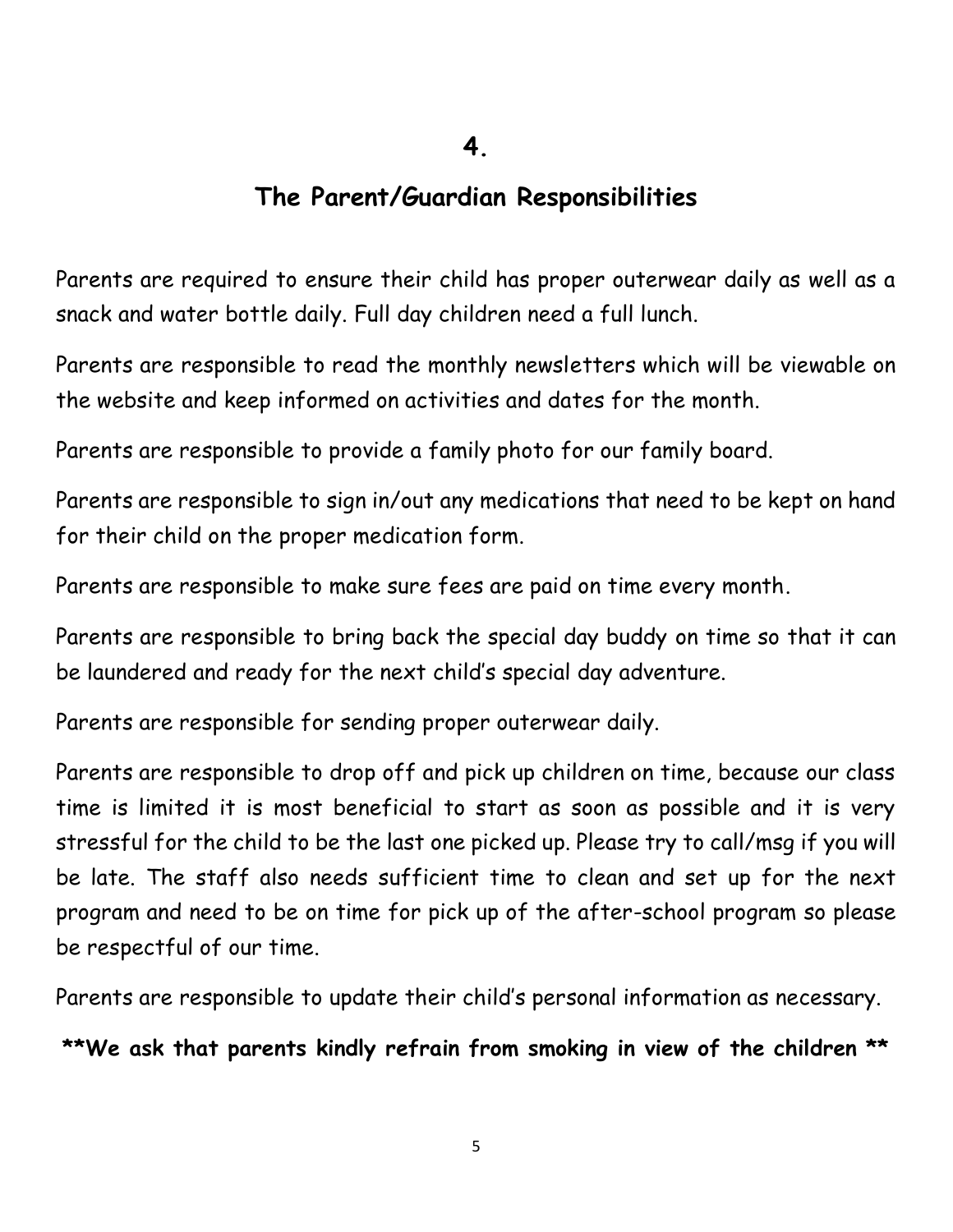## 4.

## The Parent/Guardian Responsibilities

Parents are required to ensure their child has proper outerwear daily as well as a snack and water bottle daily. Full day children need a full lunch.

Parents are responsible to read the monthly newsletters which will be viewable on the website and keep informed on activities and dates for the month.

Parents are responsible to provide a family photo for our family board.

Parents are responsible to sign in/out any medications that need to be kept on hand for their child on the proper medication form.

Parents are responsible to make sure fees are paid on time every month.

Parents are responsible to bring back the special day buddy on time so that it can be laundered and ready for the next child's special day adventure.

Parents are responsible for sending proper outerwear daily.

Parents are responsible to drop off and pick up children on time, because our class time is limited it is most beneficial to start as soon as possible and it is very stressful for the child to be the last one picked up. Please try to call/msg if you will be late. The staff also needs sufficient time to clean and set up for the next program and need to be on time for pick up of the after-school program so please be respectful of our time.

Parents are responsible to update their child's personal information as necessary.

**\*\*We ask that parents kindly refrain from smoking in view of the children \*\***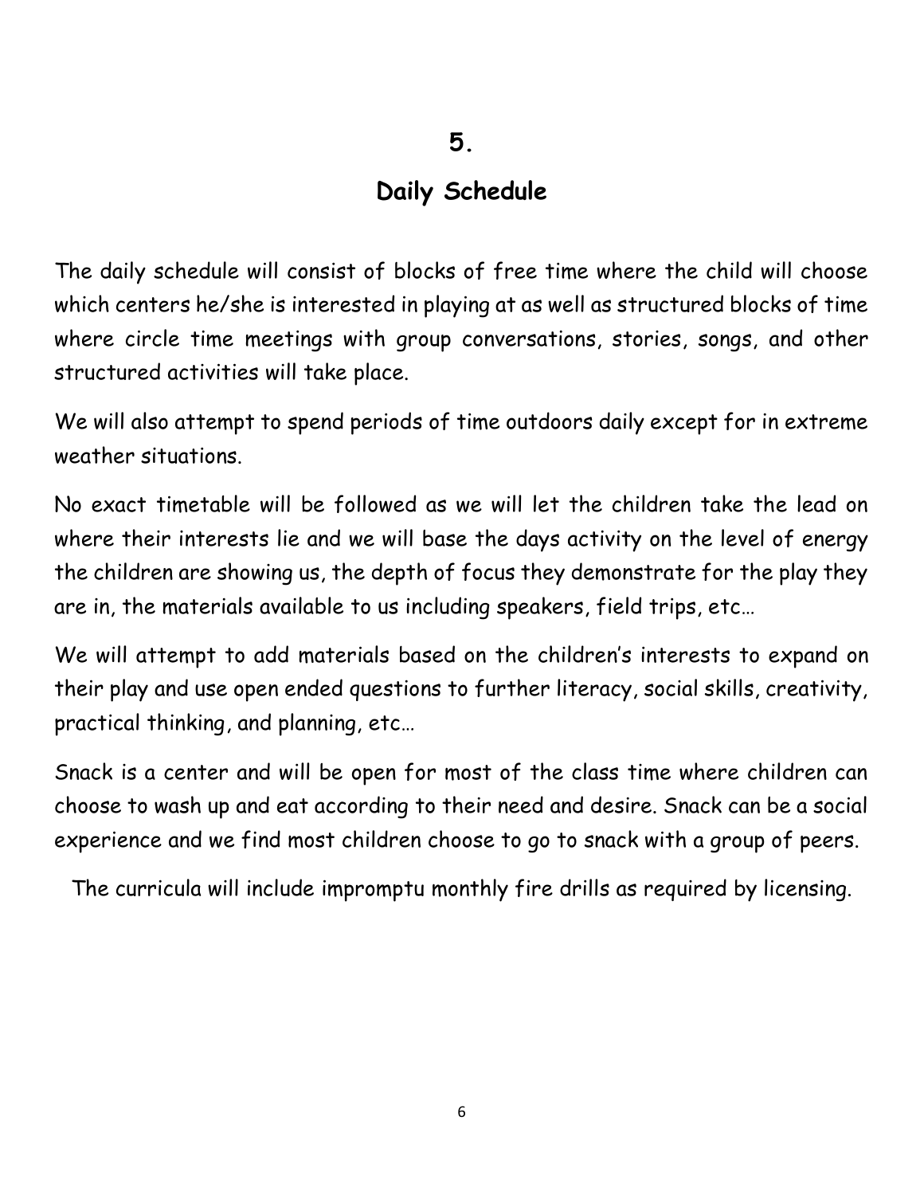# 5.

## Daily Schedule

The daily schedule will consist of blocks of free time where the child will choose which centers he/she is interested in playing at as well as structured blocks of time where circle time meetings with group conversations, stories, songs, and other structured activities will take place.

We will also attempt to spend periods of time outdoors daily except for in extreme weather situations.

No exact timetable will be followed as we will let the children take the lead on where their interests lie and we will base the days activity on the level of energy the children are showing us, the depth of focus they demonstrate for the play they are in, the materials available to us including speakers, field trips, etc…

We will attempt to add materials based on the children's interests to expand on their play and use open ended questions to further literacy, social skills, creativity, practical thinking, and planning, etc…

Snack is a center and will be open for most of the class time where children can choose to wash up and eat according to their need and desire. Snack can be a social experience and we find most children choose to go to snack with a group of peers.

The curricula will include impromptu monthly fire drills as required by licensing.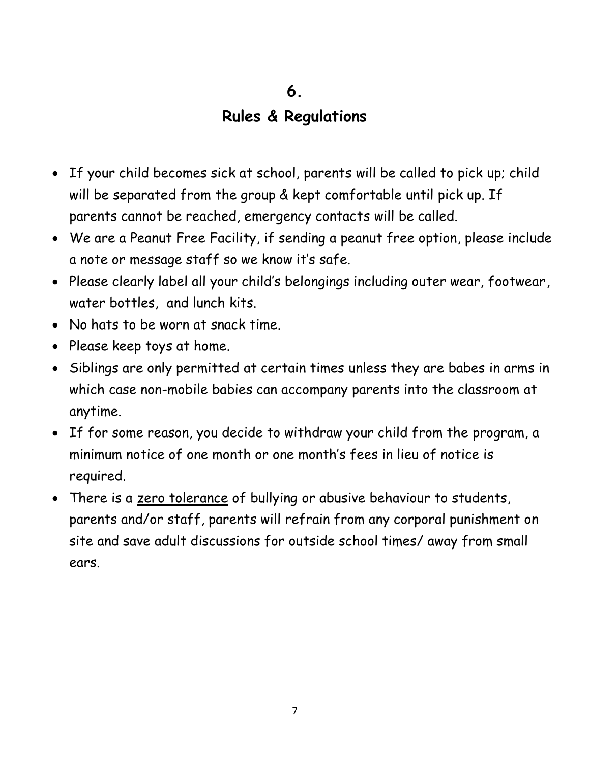## 6.

## Rules & Regulations

- If your child becomes sick at school, parents will be called to pick up; child will be separated from the group & kept comfortable until pick up. If parents cannot be reached, emergency contacts will be called.
- We are a Peanut Free Facility, if sending a peanut free option, please include a note or message staff so we know it's safe.
- Please clearly label all your child's belongings including outer wear, footwear, water bottles, and lunch kits.
- No hats to be worn at snack time.
- Please keep toys at home.
- Siblings are only permitted at certain times unless they are babes in arms in which case non-mobile babies can accompany parents into the classroom at anytime.
- If for some reason, you decide to withdraw your child from the program, a minimum notice of one month or one month's fees in lieu of notice is required.
- There is a <u>zero tolerance</u> of bullying or abusive behaviour to students, parents and/or staff, parents will refrain from any corporal punishment on site and save adult discussions for outside school times/ away from small ears.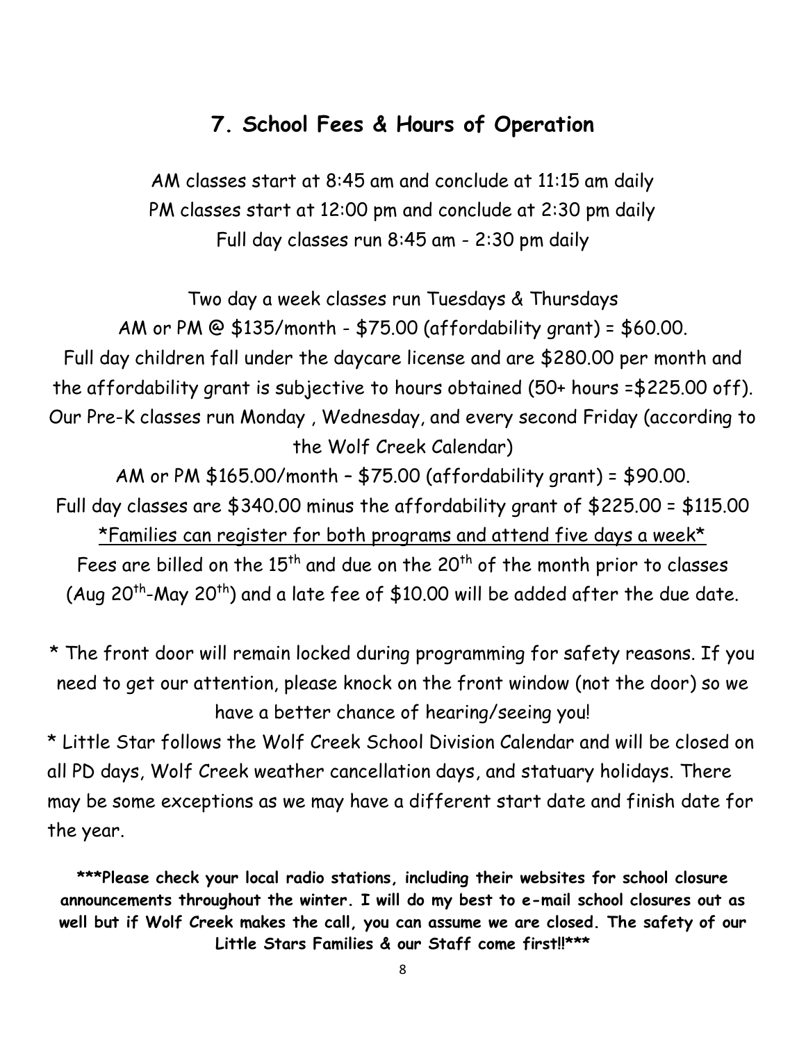## 7. School Fees & Hours of Operation

AM classes start at 8:45 am and conclude at 11:15 am daily
PM classes start at 12:00 pm and conclude at 2:30 pm daily
Full day classes run 8:45 am - 2:30 pm daily

Two day a week classes run Tuesdays & Thursdays
AM or PM @ $135/month - $75.00 (affordability grant) = $60.00.
Full day children fall under the daycare license and are $280.00 per month and the affordability grant is subjective to hours obtained (50+ hours =$225.00 off).
Our Pre-K classes run Monday , Wednesday, and every second Friday (according to the Wolf Creek Calendar)
AM or PM $165.00/month – $75.00 (affordability grant) = $90.00.
Full day classes are $340.00 minus the affordability grant of $225.00 = $115.00
<u>*Families can register for both programs and attend five days a week*</u>
Fees are billed on the 15th and due on the 20th of the month prior to classes (Aug 20th-May 20th) and a late fee of $10.00 will be added after the due date.

* The front door will remain locked during programming for safety reasons. If you need to get our attention, please knock on the front window (not the door) so we have a better chance of hearing/seeing you!

* Little Star follows the Wolf Creek School Division Calendar and will be closed on all PD days, Wolf Creek weather cancellation days, and statuary holidays. There may be some exceptions as we may have a different start date and finish date for the year.

**\*\*\*Please check your local radio stations, including their websites for school closure announcements throughout the winter. I will do my best to e-mail school closures out as well but if Wolf Creek makes the call, you can assume we are closed. The safety of our Little Stars Families & our Staff come first!!\*\*\***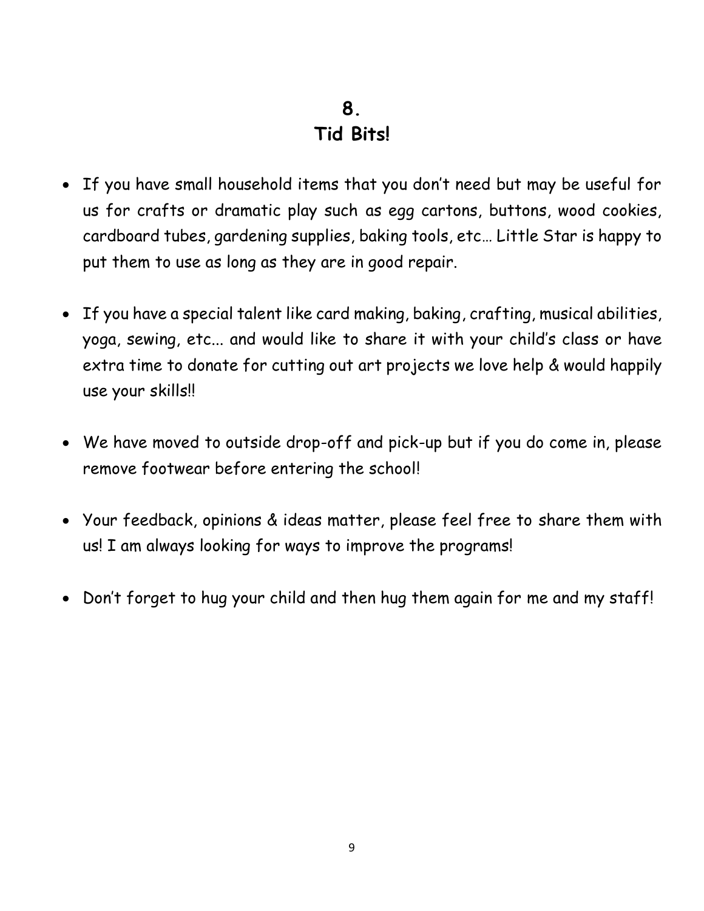## 8.
## Tid Bits!

- If you have small household items that you don't need but may be useful for us for crafts or dramatic play such as egg cartons, buttons, wood cookies, cardboard tubes, gardening supplies, baking tools, etc… Little Star is happy to put them to use as long as they are in good repair.

- If you have a special talent like card making, baking, crafting, musical abilities, yoga, sewing, etc... and would like to share it with your child's class or have extra time to donate for cutting out art projects we love help & would happily use your skills!!

- We have moved to outside drop-off and pick-up but if you do come in, please remove footwear before entering the school!

- Your feedback, opinions & ideas matter, please feel free to share them with us! I am always looking for ways to improve the programs!

- Don't forget to hug your child and then hug them again for me and my staff!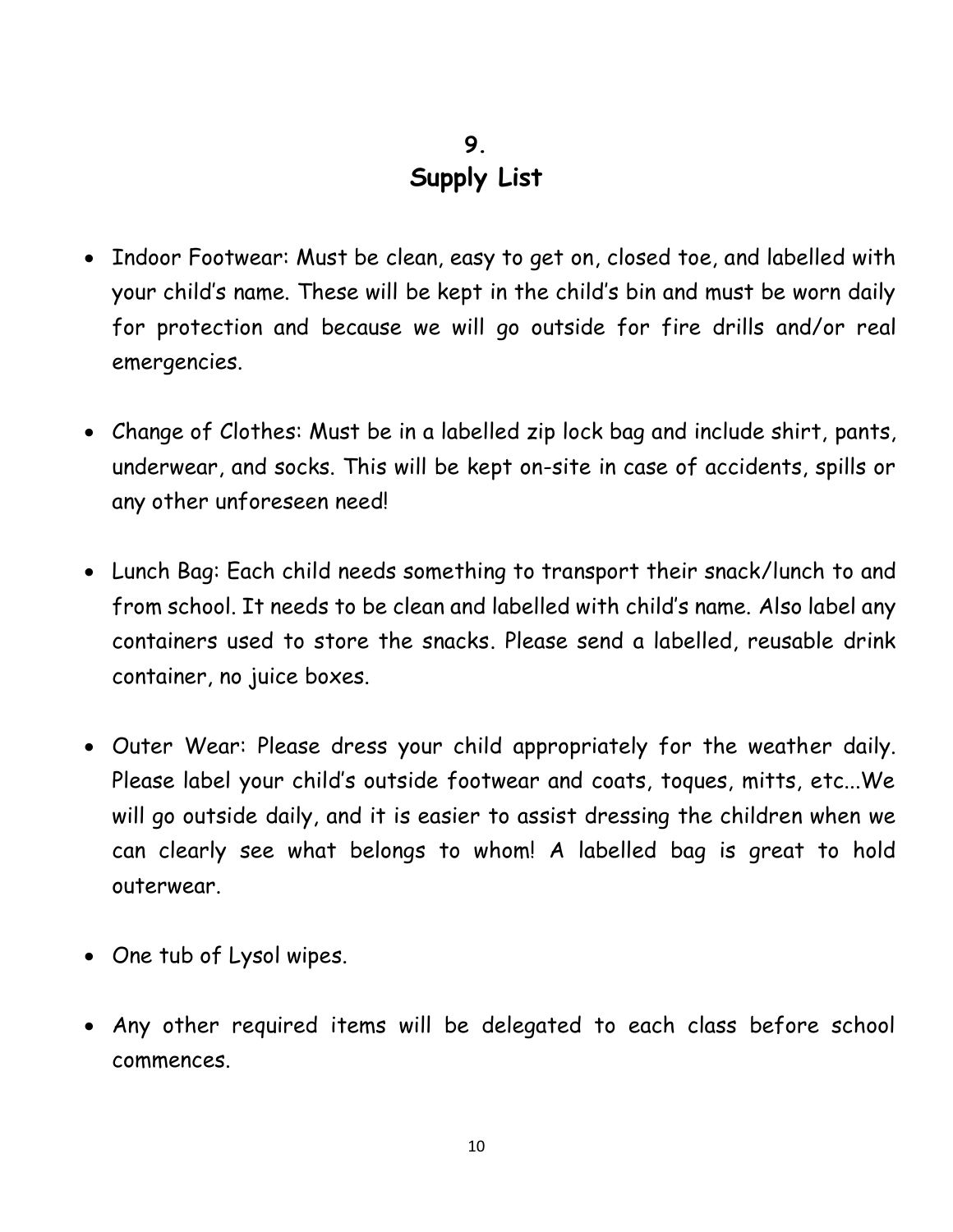# 9. Supply List

- Indoor Footwear: Must be clean, easy to get on, closed toe, and labelled with your child's name. These will be kept in the child's bin and must be worn daily for protection and because we will go outside for fire drills and/or real emergencies.

- Change of Clothes: Must be in a labelled zip lock bag and include shirt, pants, underwear, and socks. This will be kept on-site in case of accidents, spills or any other unforeseen need!

- Lunch Bag: Each child needs something to transport their snack/lunch to and from school. It needs to be clean and labelled with child's name. Also label any containers used to store the snacks. Please send a labelled, reusable drink container, no juice boxes.

- Outer Wear: Please dress your child appropriately for the weather daily. Please label your child's outside footwear and coats, toques, mitts, etc...We will go outside daily, and it is easier to assist dressing the children when we can clearly see what belongs to whom! A labelled bag is great to hold outerwear.

- One tub of Lysol wipes.

- Any other required items will be delegated to each class before school commences.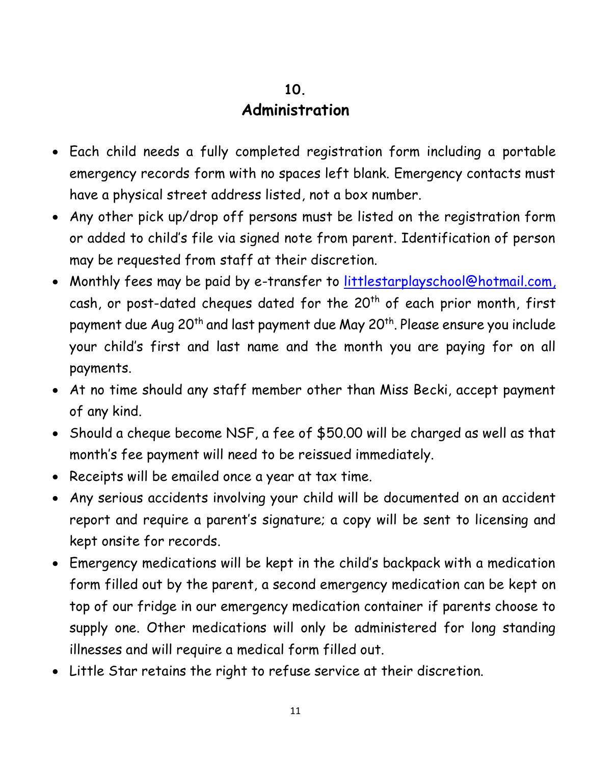# 10. Administration

- Each child needs a fully completed registration form including a portable emergency records form with no spaces left blank. Emergency contacts must have a physical street address listed, not a box number.
- Any other pick up/drop off persons must be listed on the registration form or added to child's file via signed note from parent. Identification of person may be requested from staff at their discretion.
- Monthly fees may be paid by e-transfer to littlestarplayschool@hotmail.com, cash, or post-dated cheques dated for the 20th of each prior month, first payment due Aug 20th and last payment due May 20th. Please ensure you include your child's first and last name and the month you are paying for on all payments.
- At no time should any staff member other than Miss Becki, accept payment of any kind.
- Should a cheque become NSF, a fee of $50.00 will be charged as well as that month's fee payment will need to be reissued immediately.
- Receipts will be emailed once a year at tax time.
- Any serious accidents involving your child will be documented on an accident report and require a parent's signature; a copy will be sent to licensing and kept onsite for records.
- Emergency medications will be kept in the child's backpack with a medication form filled out by the parent, a second emergency medication can be kept on top of our fridge in our emergency medication container if parents choose to supply one. Other medications will only be administered for long standing illnesses and will require a medical form filled out.
- Little Star retains the right to refuse service at their discretion.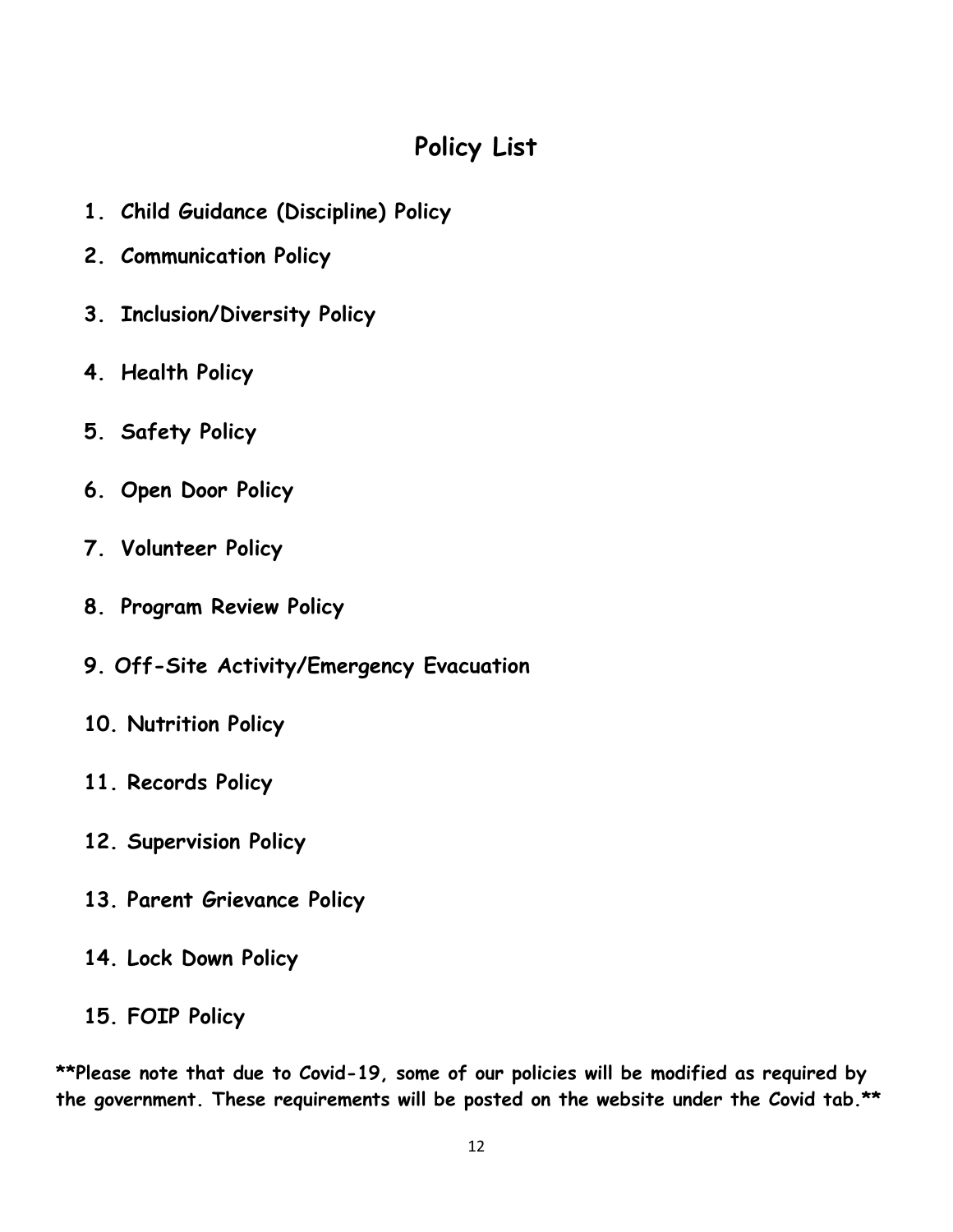# Policy List

1. **Child Guidance (Discipline) Policy**
2. **Communication Policy**
3. **Inclusion/Diversity Policy**
4. **Health Policy**
5. **Safety Policy**
6. **Open Door Policy**
7. **Volunteer Policy**
8. **Program Review Policy**
9. **Off-Site Activity/Emergency Evacuation**
10. **Nutrition Policy**
11. **Records Policy**
12. **Supervision Policy**
13. **Parent Grievance Policy**
14. **Lock Down Policy**
15. **FOIP Policy**

**\*\*Please note that due to Covid-19, some of our policies will be modified as required by the government. These requirements will be posted on the website under the Covid tab.\*\***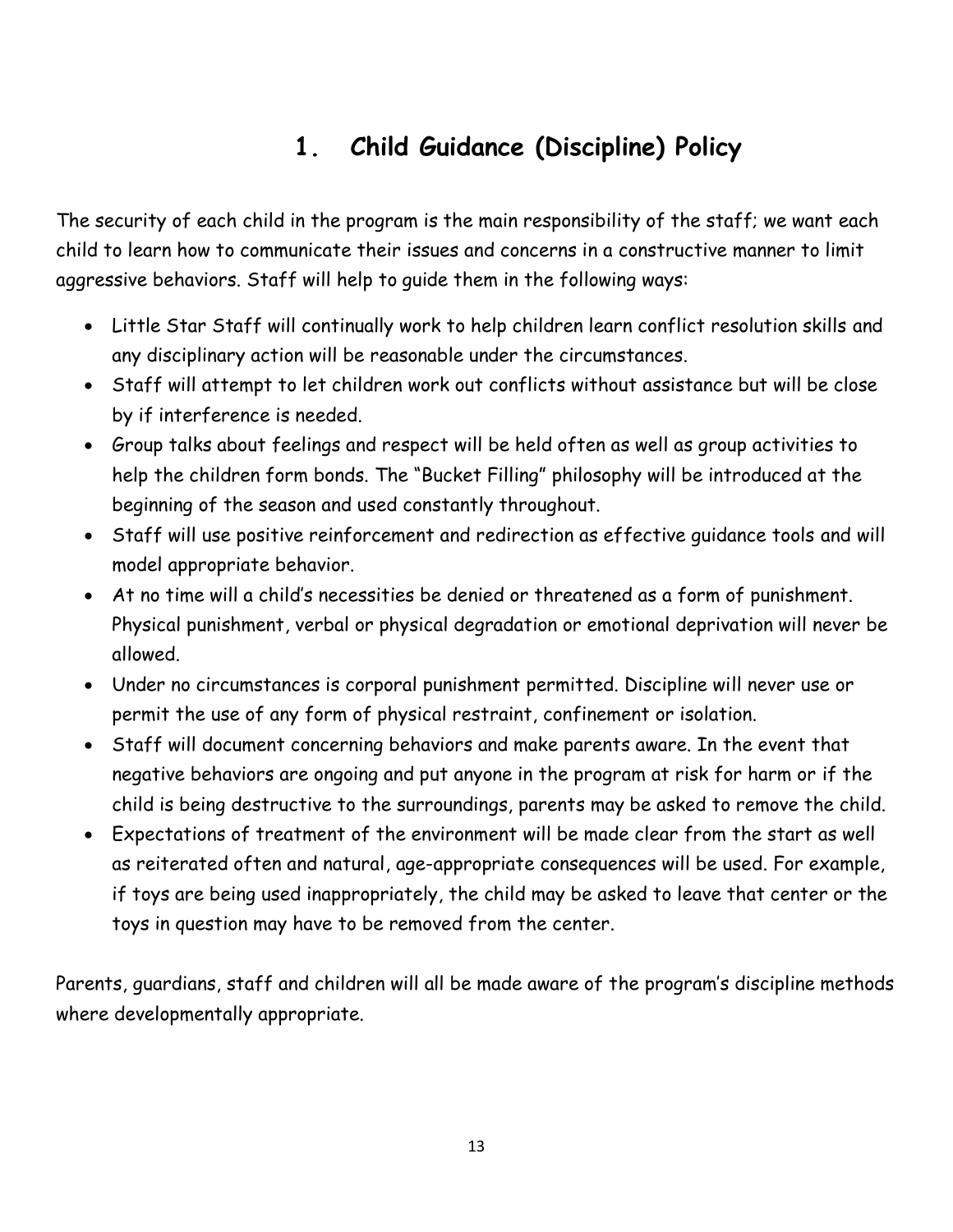# 1. Child Guidance (Discipline) Policy

The security of each child in the program is the main responsibility of the staff; we want each child to learn how to communicate their issues and concerns in a constructive manner to limit aggressive behaviors. Staff will help to guide them in the following ways:

- Little Star Staff will continually work to help children learn conflict resolution skills and any disciplinary action will be reasonable under the circumstances.
- Staff will attempt to let children work out conflicts without assistance but will be close by if interference is needed.
- Group talks about feelings and respect will be held often as well as group activities to help the children form bonds. The "Bucket Filling" philosophy will be introduced at the beginning of the season and used constantly throughout.
- Staff will use positive reinforcement and redirection as effective guidance tools and will model appropriate behavior.
- At no time will a child's necessities be denied or threatened as a form of punishment. Physical punishment, verbal or physical degradation or emotional deprivation will never be allowed.
- Under no circumstances is corporal punishment permitted. Discipline will never use or permit the use of any form of physical restraint, confinement or isolation.
- Staff will document concerning behaviors and make parents aware. In the event that negative behaviors are ongoing and put anyone in the program at risk for harm or if the child is being destructive to the surroundings, parents may be asked to remove the child.
- Expectations of treatment of the environment will be made clear from the start as well as reiterated often and natural, age-appropriate consequences will be used. For example, if toys are being used inappropriately, the child may be asked to leave that center or the toys in question may have to be removed from the center.

Parents, guardians, staff and children will all be made aware of the program's discipline methods where developmentally appropriate.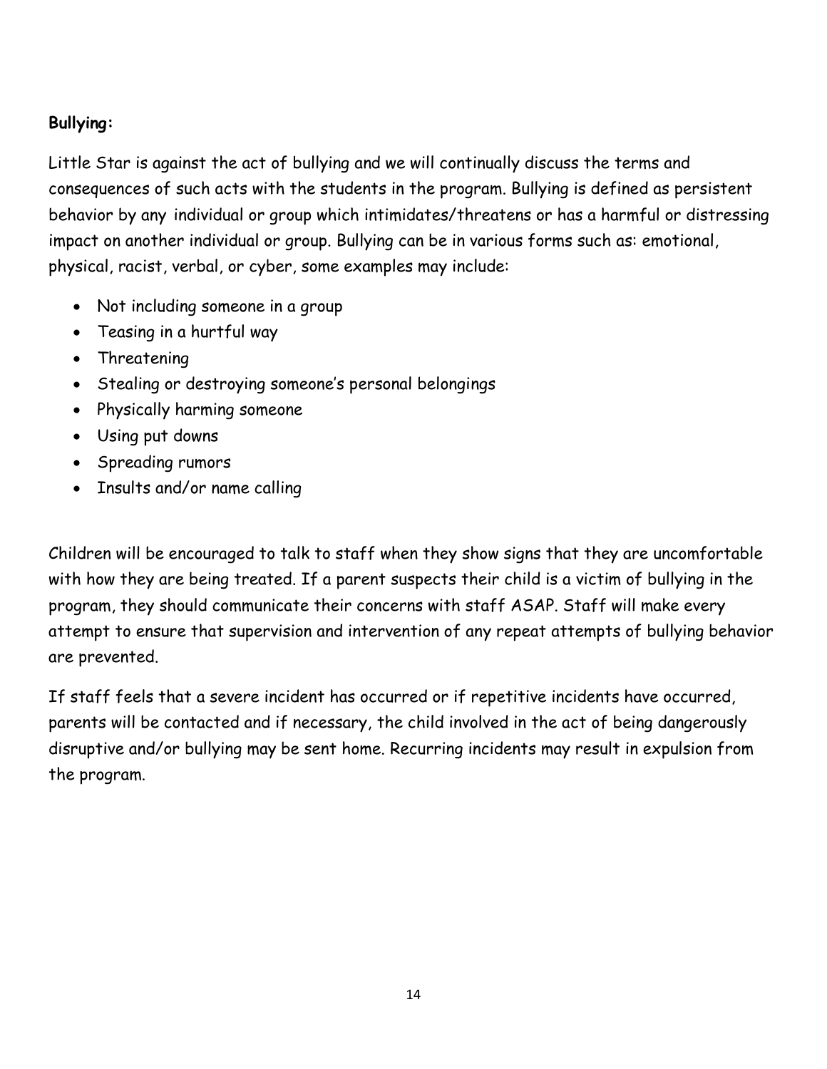**Bullying:**

Little Star is against the act of bullying and we will continually discuss the terms and consequences of such acts with the students in the program. Bullying is defined as persistent behavior by any individual or group which intimidates/threatens or has a harmful or distressing impact on another individual or group. Bullying can be in various forms such as: emotional, physical, racist, verbal, or cyber, some examples may include:

- Not including someone in a group
- Teasing in a hurtful way
- Threatening
- Stealing or destroying someone's personal belongings
- Physically harming someone
- Using put downs
- Spreading rumors
- Insults and/or name calling

Children will be encouraged to talk to staff when they show signs that they are uncomfortable with how they are being treated. If a parent suspects their child is a victim of bullying in the program, they should communicate their concerns with staff ASAP. Staff will make every attempt to ensure that supervision and intervention of any repeat attempts of bullying behavior are prevented.

If staff feels that a severe incident has occurred or if repetitive incidents have occurred, parents will be contacted and if necessary, the child involved in the act of being dangerously disruptive and/or bullying may be sent home. Recurring incidents may result in expulsion from the program.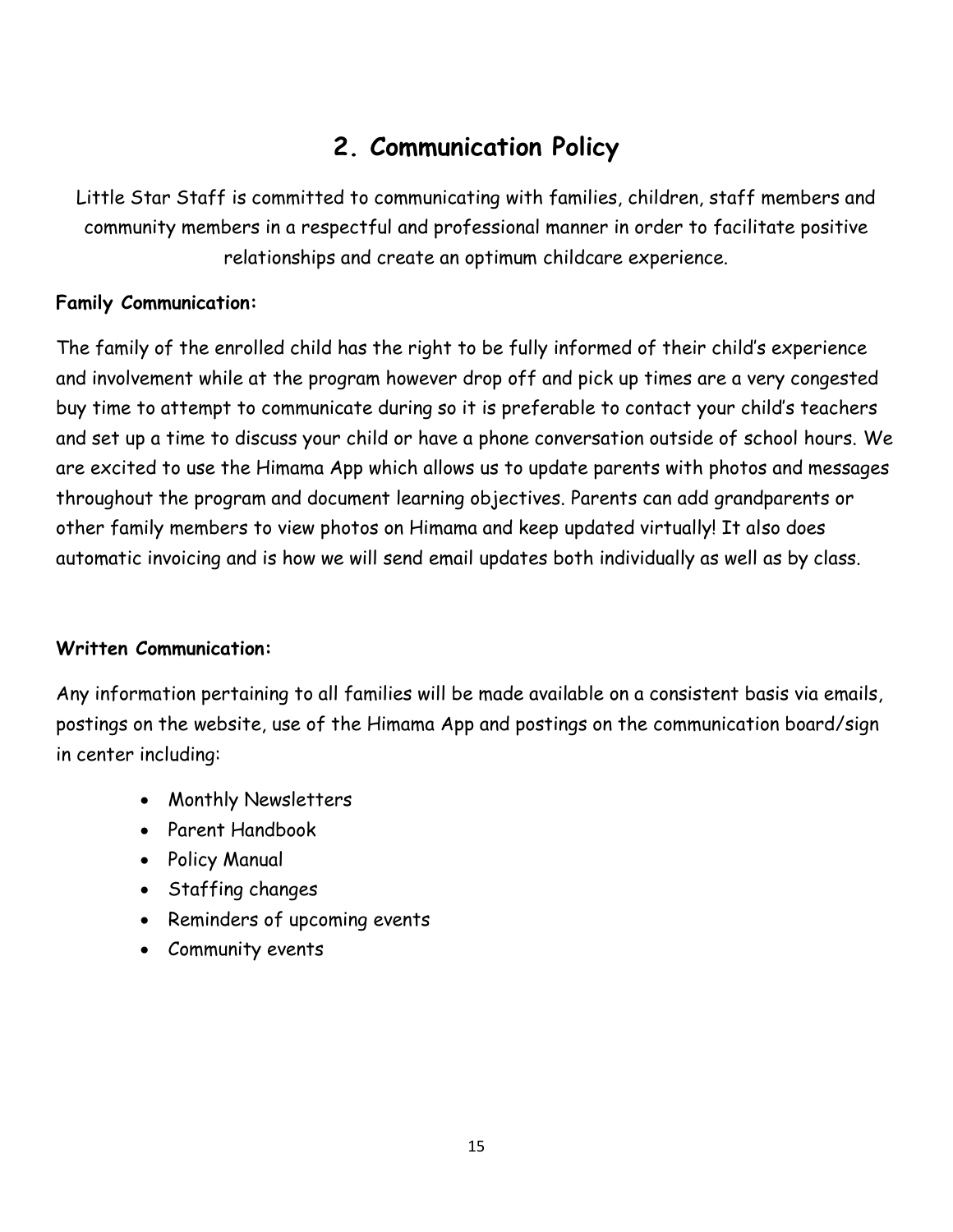# 2. Communication Policy

Little Star Staff is committed to communicating with families, children, staff members and community members in a respectful and professional manner in order to facilitate positive relationships and create an optimum childcare experience.

**Family Communication:**

The family of the enrolled child has the right to be fully informed of their child's experience and involvement while at the program however drop off and pick up times are a very congested buy time to attempt to communicate during so it is preferable to contact your child's teachers and set up a time to discuss your child or have a phone conversation outside of school hours. We are excited to use the Himama App which allows us to update parents with photos and messages throughout the program and document learning objectives. Parents can add grandparents or other family members to view photos on Himama and keep updated virtually! It also does automatic invoicing and is how we will send email updates both individually as well as by class.

**Written Communication:**

Any information pertaining to all families will be made available on a consistent basis via emails, postings on the website, use of the Himama App and postings on the communication board/sign in center including:

- Monthly Newsletters
- Parent Handbook
- Policy Manual
- Staffing changes
- Reminders of upcoming events
- Community events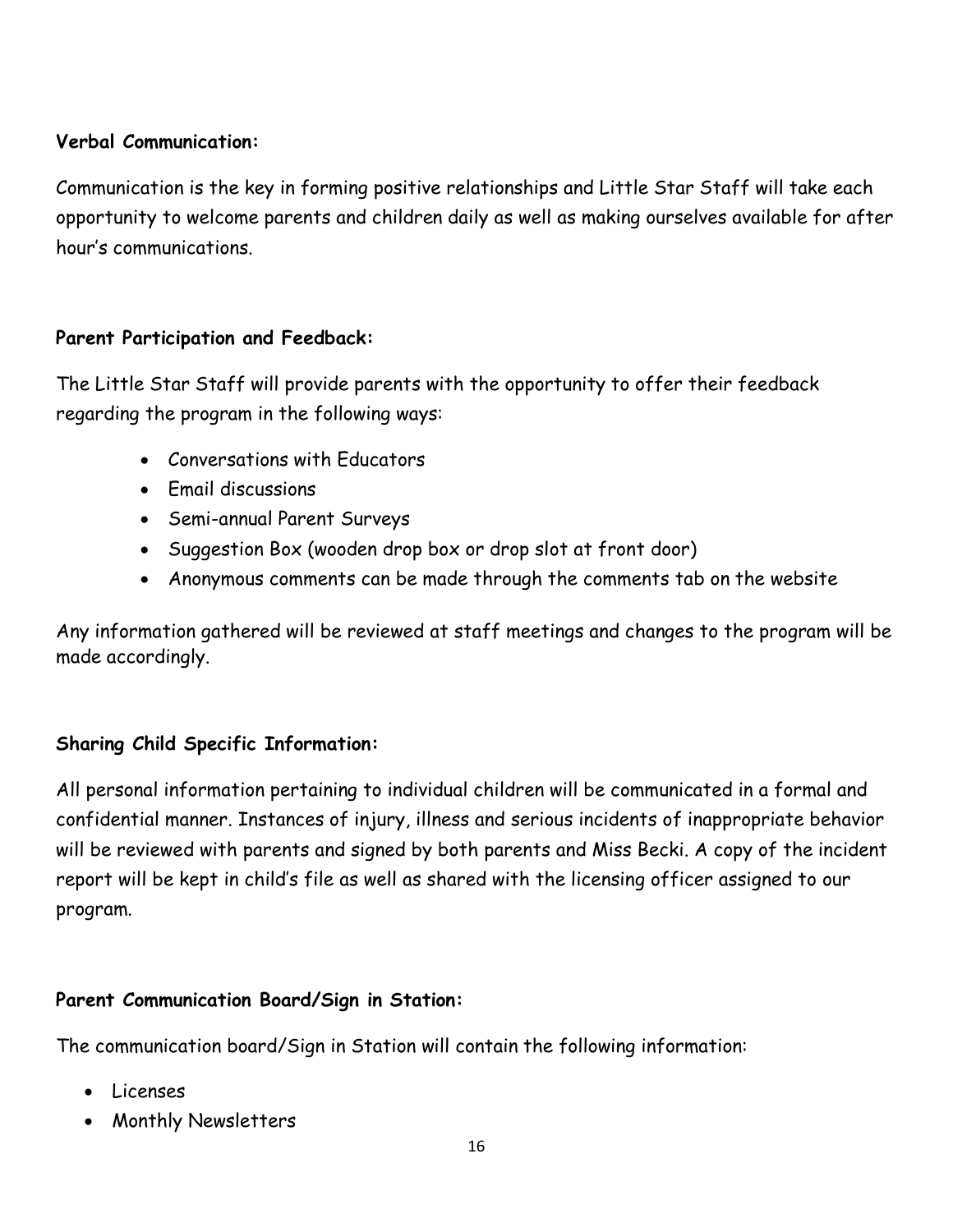**Verbal Communication:**

Communication is the key in forming positive relationships and Little Star Staff will take each opportunity to welcome parents and children daily as well as making ourselves available for after hour's communications.

**Parent Participation and Feedback:**

The Little Star Staff will provide parents with the opportunity to offer their feedback regarding the program in the following ways:

- Conversations with Educators
- Email discussions
- Semi-annual Parent Surveys
- Suggestion Box (wooden drop box or drop slot at front door)
- Anonymous comments can be made through the comments tab on the website

Any information gathered will be reviewed at staff meetings and changes to the program will be made accordingly.

**Sharing Child Specific Information:**

All personal information pertaining to individual children will be communicated in a formal and confidential manner. Instances of injury, illness and serious incidents of inappropriate behavior will be reviewed with parents and signed by both parents and Miss Becki. A copy of the incident report will be kept in child's file as well as shared with the licensing officer assigned to our program.

**Parent Communication Board/Sign in Station:**

The communication board/Sign in Station will contain the following information:

- Licenses
- Monthly Newsletters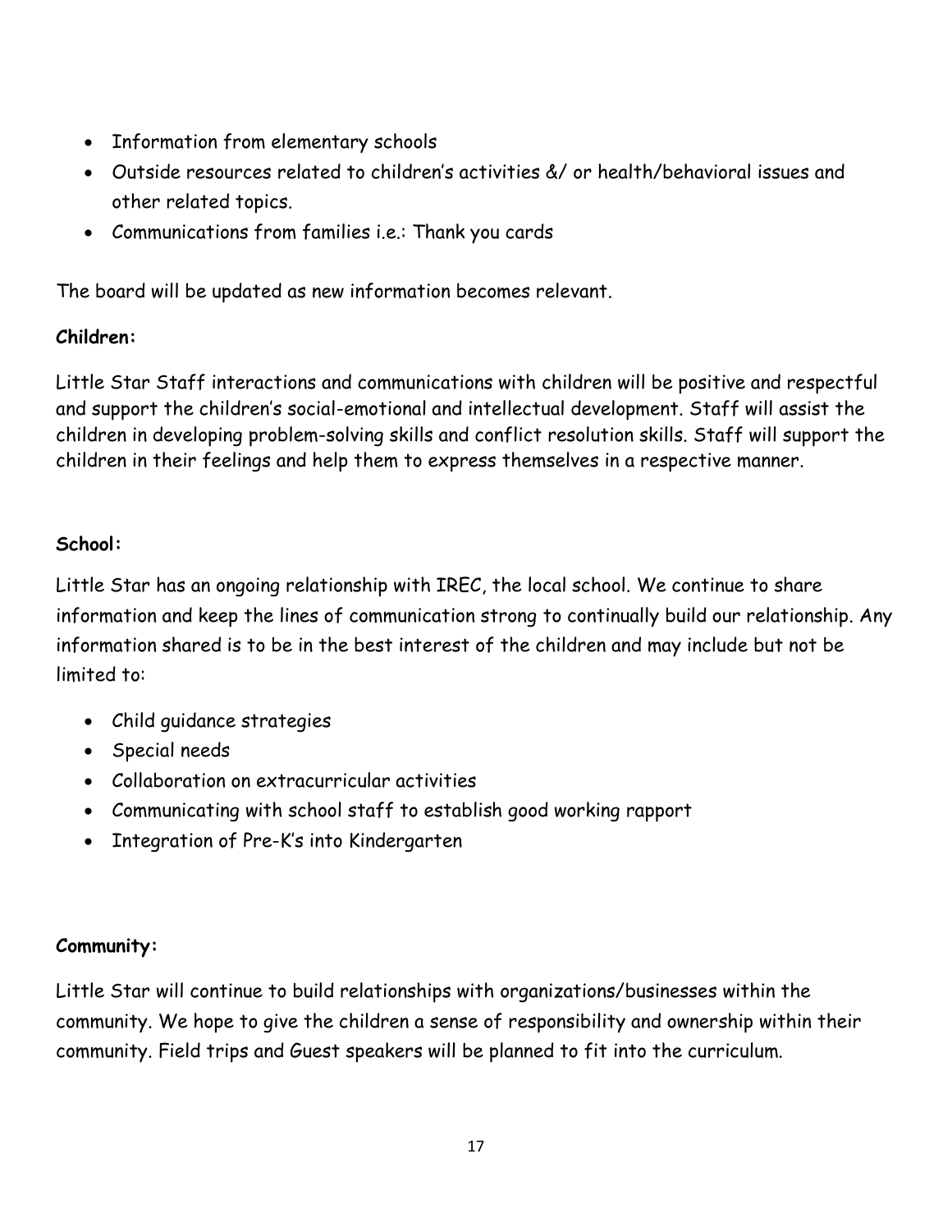- Information from elementary schools
- Outside resources related to children's activities &/ or health/behavioral issues and other related topics.
- Communications from families i.e.: Thank you cards

The board will be updated as new information becomes relevant.

**Children:**

Little Star Staff interactions and communications with children will be positive and respectful and support the children's social-emotional and intellectual development. Staff will assist the children in developing problem-solving skills and conflict resolution skills. Staff will support the children in their feelings and help them to express themselves in a respective manner.

**School:**

Little Star has an ongoing relationship with IREC, the local school. We continue to share information and keep the lines of communication strong to continually build our relationship. Any information shared is to be in the best interest of the children and may include but not be limited to:

- Child guidance strategies
- Special needs
- Collaboration on extracurricular activities
- Communicating with school staff to establish good working rapport
- Integration of Pre-K's into Kindergarten

**Community:**

Little Star will continue to build relationships with organizations/businesses within the community. We hope to give the children a sense of responsibility and ownership within their community. Field trips and Guest speakers will be planned to fit into the curriculum.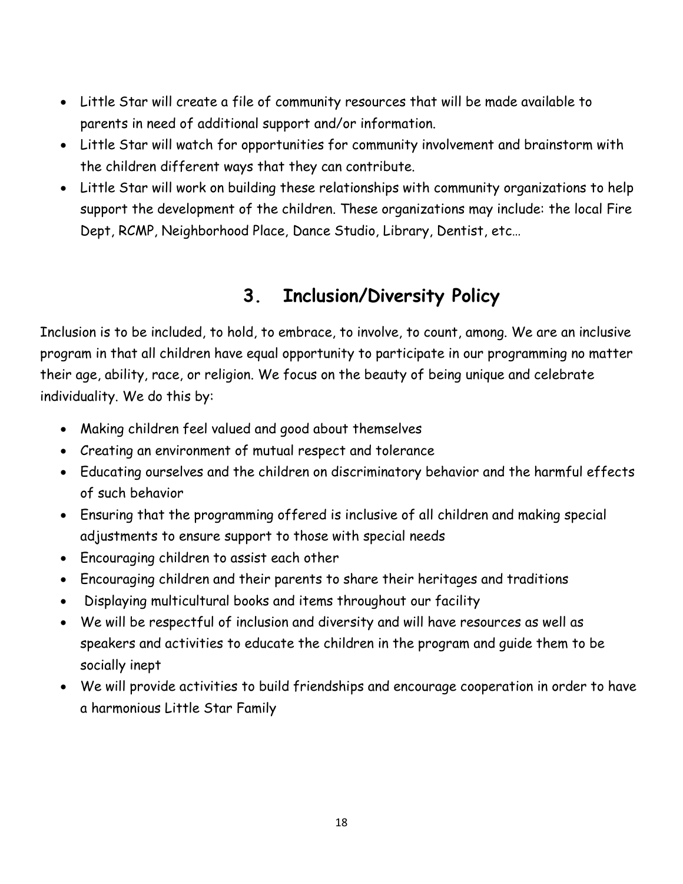- Little Star will create a file of community resources that will be made available to parents in need of additional support and/or information.
- Little Star will watch for opportunities for community involvement and brainstorm with the children different ways that they can contribute.
- Little Star will work on building these relationships with community organizations to help support the development of the children. These organizations may include: the local Fire Dept, RCMP, Neighborhood Place, Dance Studio, Library, Dentist, etc…

## 3. Inclusion/Diversity Policy

Inclusion is to be included, to hold, to embrace, to involve, to count, among. We are an inclusive program in that all children have equal opportunity to participate in our programming no matter their age, ability, race, or religion. We focus on the beauty of being unique and celebrate individuality. We do this by:

- Making children feel valued and good about themselves
- Creating an environment of mutual respect and tolerance
- Educating ourselves and the children on discriminatory behavior and the harmful effects of such behavior
- Ensuring that the programming offered is inclusive of all children and making special adjustments to ensure support to those with special needs
- Encouraging children to assist each other
- Encouraging children and their parents to share their heritages and traditions
- Displaying multicultural books and items throughout our facility
- We will be respectful of inclusion and diversity and will have resources as well as speakers and activities to educate the children in the program and guide them to be socially inept
- We will provide activities to build friendships and encourage cooperation in order to have a harmonious Little Star Family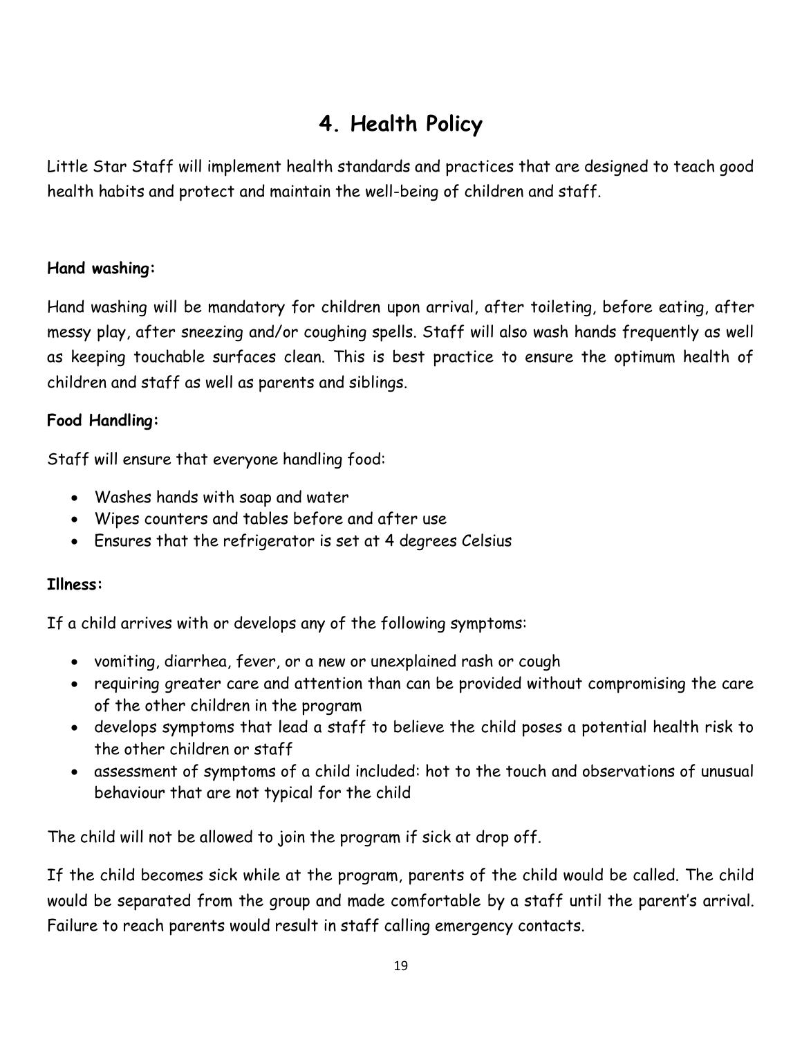# 4. Health Policy

Little Star Staff will implement health standards and practices that are designed to teach good health habits and protect and maintain the well-being of children and staff.

**Hand washing:**

Hand washing will be mandatory for children upon arrival, after toileting, before eating, after messy play, after sneezing and/or coughing spells. Staff will also wash hands frequently as well as keeping touchable surfaces clean. This is best practice to ensure the optimum health of children and staff as well as parents and siblings.

**Food Handling:**

Staff will ensure that everyone handling food:

- Washes hands with soap and water
- Wipes counters and tables before and after use
- Ensures that the refrigerator is set at 4 degrees Celsius

**Illness:**

If a child arrives with or develops any of the following symptoms:

- vomiting, diarrhea, fever, or a new or unexplained rash or cough
- requiring greater care and attention than can be provided without compromising the care of the other children in the program
- develops symptoms that lead a staff to believe the child poses a potential health risk to the other children or staff
- assessment of symptoms of a child included: hot to the touch and observations of unusual behaviour that are not typical for the child

The child will not be allowed to join the program if sick at drop off.

If the child becomes sick while at the program, parents of the child would be called. The child would be separated from the group and made comfortable by a staff until the parent's arrival. Failure to reach parents would result in staff calling emergency contacts.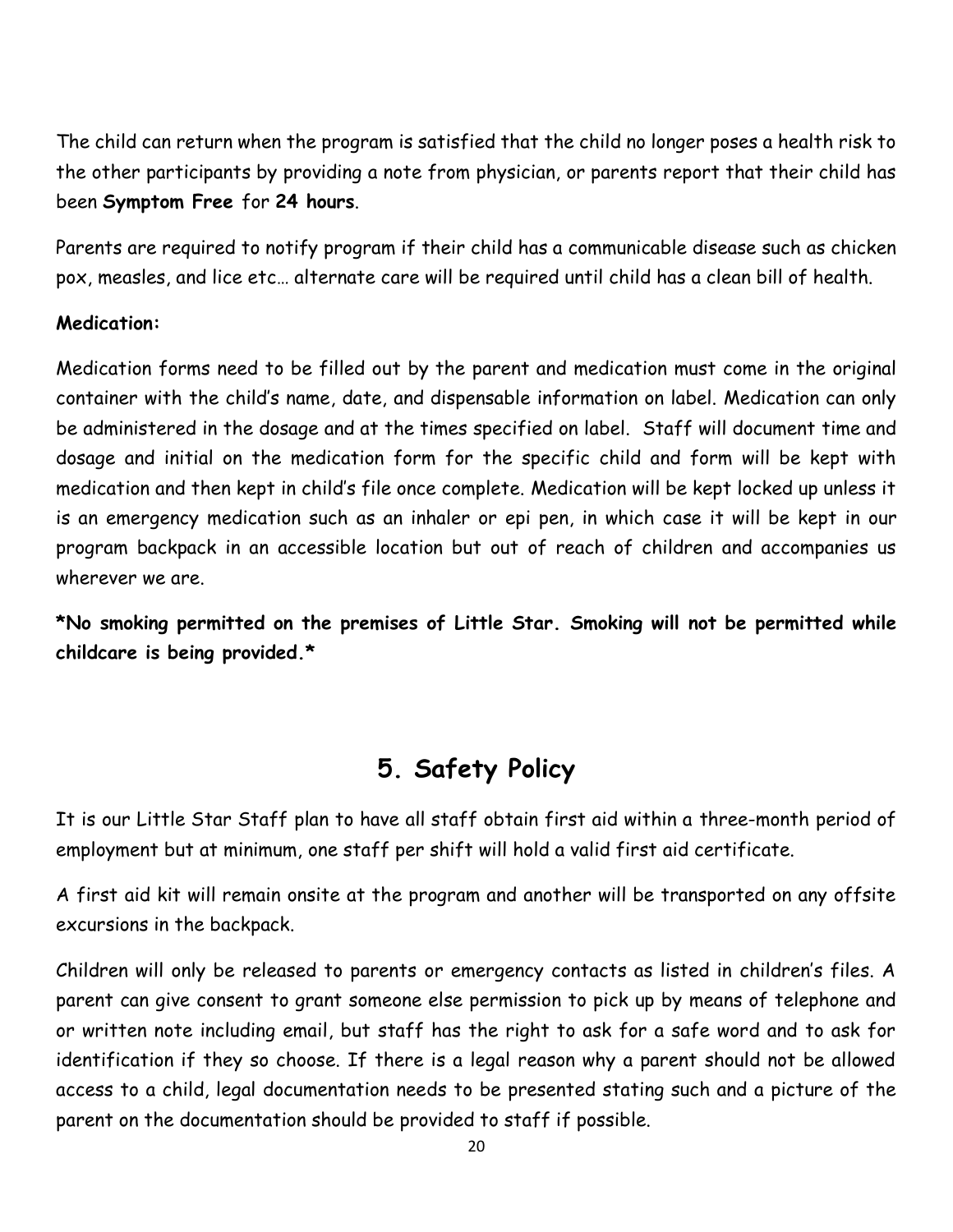The child can return when the program is satisfied that the child no longer poses a health risk to the other participants by providing a note from physician, or parents report that their child has been **Symptom Free** for **24 hours**.

Parents are required to notify program if their child has a communicable disease such as chicken pox, measles, and lice etc… alternate care will be required until child has a clean bill of health.

**Medication:**

Medication forms need to be filled out by the parent and medication must come in the original container with the child's name, date, and dispensable information on label. Medication can only be administered in the dosage and at the times specified on label. Staff will document time and dosage and initial on the medication form for the specific child and form will be kept with medication and then kept in child's file once complete. Medication will be kept locked up unless it is an emergency medication such as an inhaler or epi pen, in which case it will be kept in our program backpack in an accessible location but out of reach of children and accompanies us wherever we are.

**\*No smoking permitted on the premises of Little Star. Smoking will not be permitted while childcare is being provided.\***

# 5. Safety Policy

It is our Little Star Staff plan to have all staff obtain first aid within a three-month period of employment but at minimum, one staff per shift will hold a valid first aid certificate.

A first aid kit will remain onsite at the program and another will be transported on any offsite excursions in the backpack.

Children will only be released to parents or emergency contacts as listed in children's files. A parent can give consent to grant someone else permission to pick up by means of telephone and or written note including email, but staff has the right to ask for a safe word and to ask for identification if they so choose. If there is a legal reason why a parent should not be allowed access to a child, legal documentation needs to be presented stating such and a picture of the parent on the documentation should be provided to staff if possible.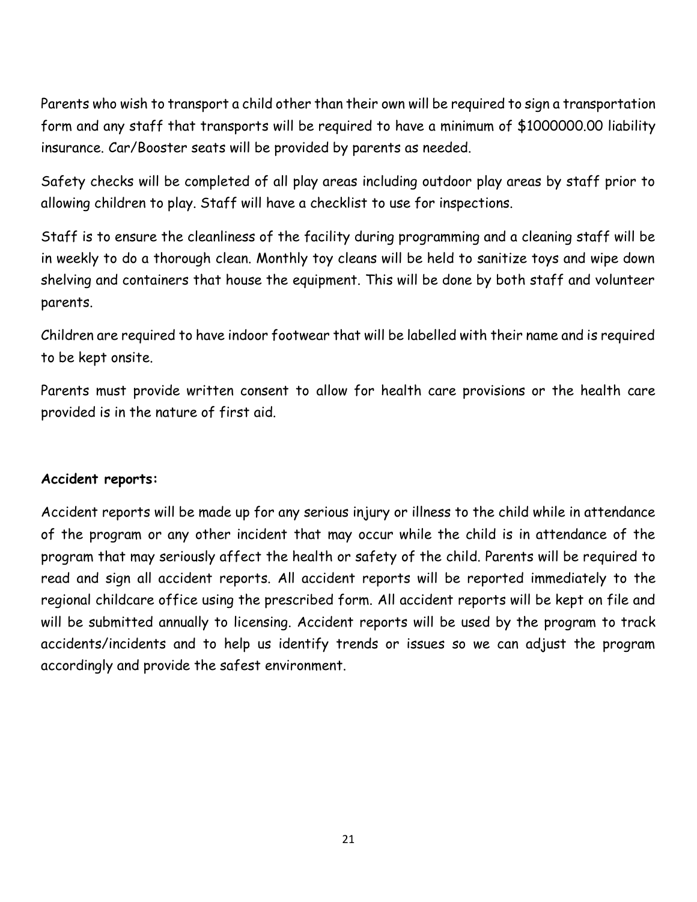Parents who wish to transport a child other than their own will be required to sign a transportation form and any staff that transports will be required to have a minimum of $1000000.00 liability insurance. Car/Booster seats will be provided by parents as needed.

Safety checks will be completed of all play areas including outdoor play areas by staff prior to allowing children to play. Staff will have a checklist to use for inspections.

Staff is to ensure the cleanliness of the facility during programming and a cleaning staff will be in weekly to do a thorough clean. Monthly toy cleans will be held to sanitize toys and wipe down shelving and containers that house the equipment. This will be done by both staff and volunteer parents.

Children are required to have indoor footwear that will be labelled with their name and is required to be kept onsite.

Parents must provide written consent to allow for health care provisions or the health care provided is in the nature of first aid.

**Accident reports:**

Accident reports will be made up for any serious injury or illness to the child while in attendance of the program or any other incident that may occur while the child is in attendance of the program that may seriously affect the health or safety of the child. Parents will be required to read and sign all accident reports. All accident reports will be reported immediately to the regional childcare office using the prescribed form. All accident reports will be kept on file and will be submitted annually to licensing. Accident reports will be used by the program to track accidents/incidents and to help us identify trends or issues so we can adjust the program accordingly and provide the safest environment.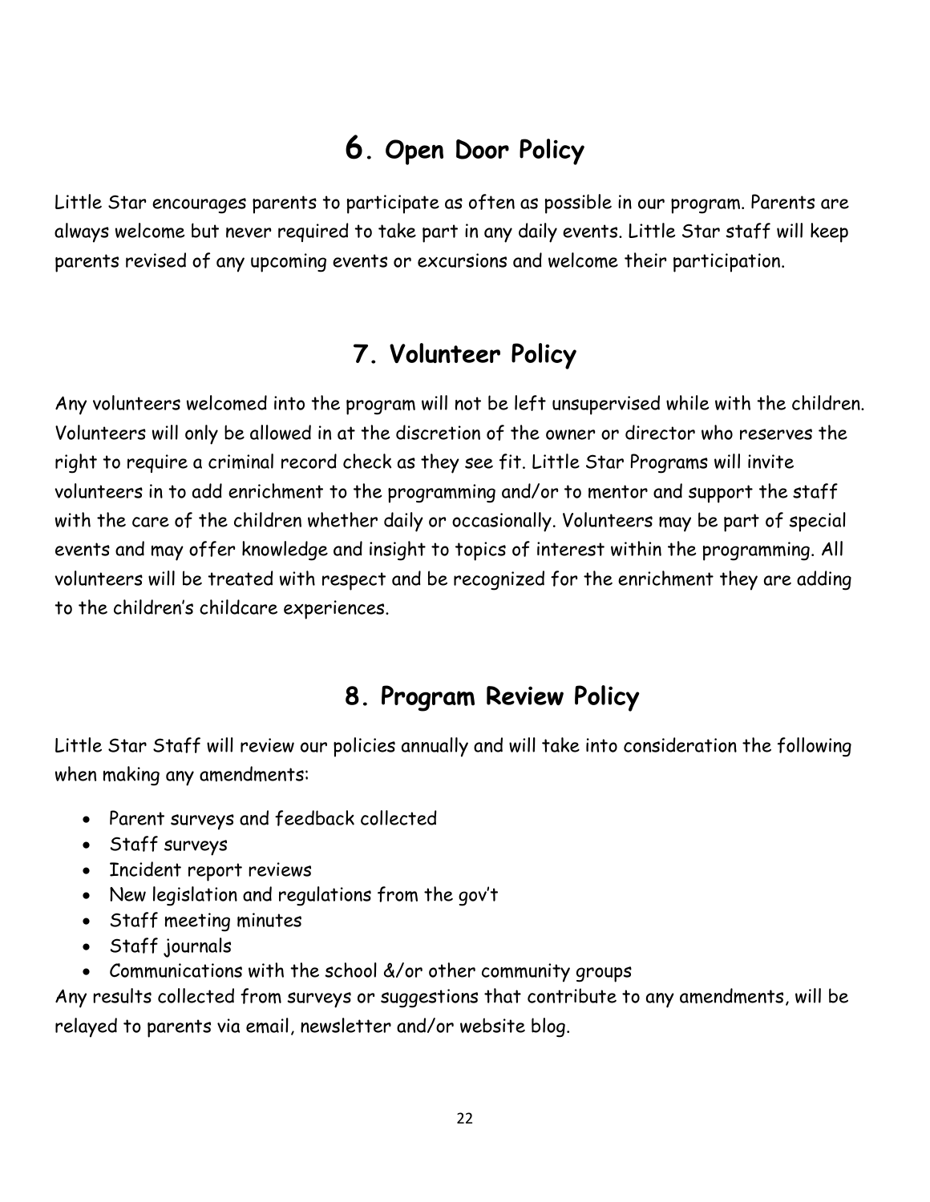# 6. Open Door Policy

Little Star encourages parents to participate as often as possible in our program. Parents are always welcome but never required to take part in any daily events. Little Star staff will keep parents revised of any upcoming events or excursions and welcome their participation.

# 7. Volunteer Policy

Any volunteers welcomed into the program will not be left unsupervised while with the children. Volunteers will only be allowed in at the discretion of the owner or director who reserves the right to require a criminal record check as they see fit. Little Star Programs will invite volunteers in to add enrichment to the programming and/or to mentor and support the staff with the care of the children whether daily or occasionally. Volunteers may be part of special events and may offer knowledge and insight to topics of interest within the programming. All volunteers will be treated with respect and be recognized for the enrichment they are adding to the children's childcare experiences.

# 8. Program Review Policy

Little Star Staff will review our policies annually and will take into consideration the following when making any amendments:

- Parent surveys and feedback collected
- Staff surveys
- Incident report reviews
- New legislation and regulations from the gov't
- Staff meeting minutes
- Staff journals
- Communications with the school &/or other community groups

Any results collected from surveys or suggestions that contribute to any amendments, will be relayed to parents via email, newsletter and/or website blog.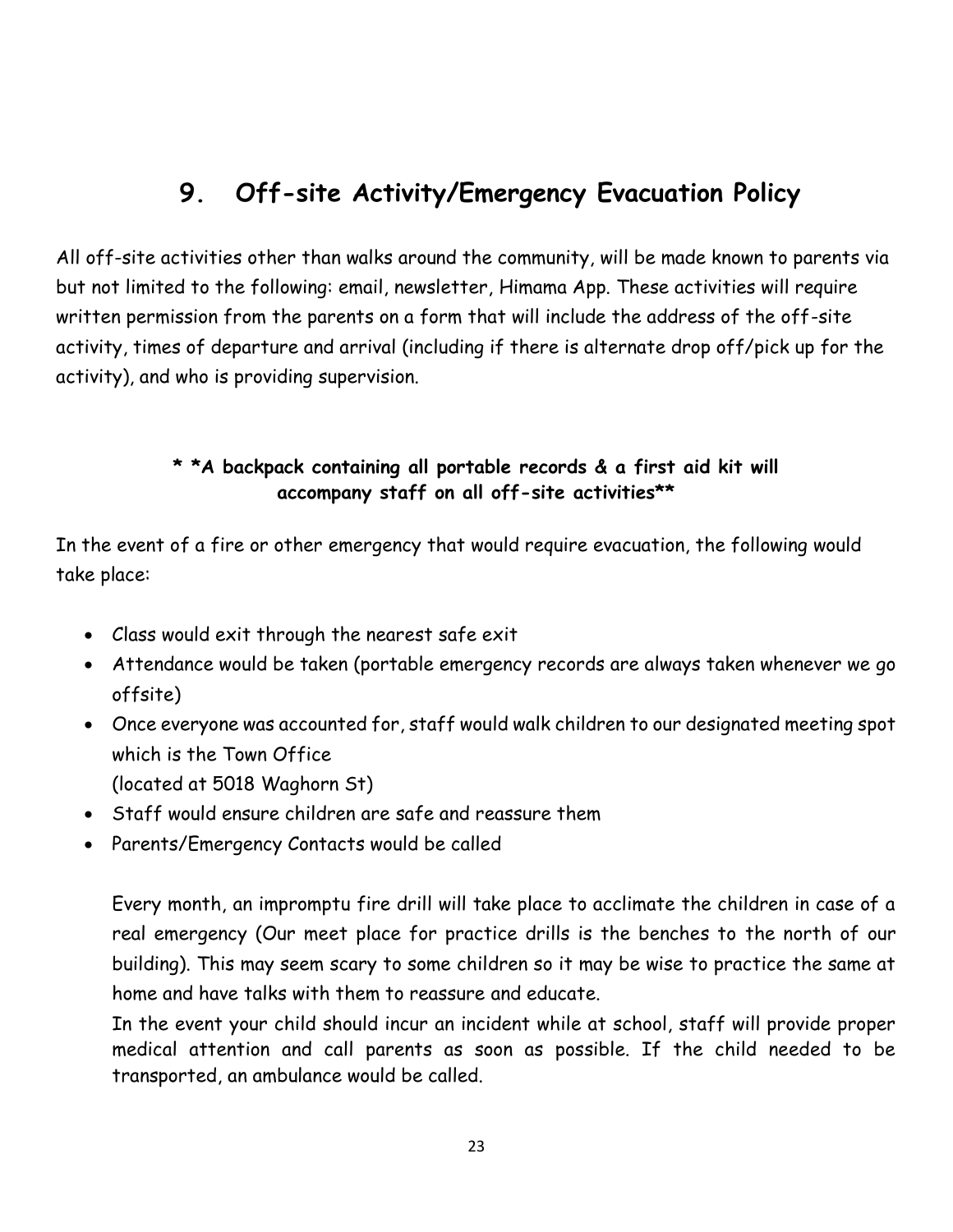## 9. Off-site Activity/Emergency Evacuation Policy

All off-site activities other than walks around the community, will be made known to parents via but not limited to the following: email, newsletter, Himama App. These activities will require written permission from the parents on a form that will include the address of the off-site activity, times of departure and arrival (including if there is alternate drop off/pick up for the activity), and who is providing supervision.

**\* \*A backpack containing all portable records & a first aid kit will accompany staff on all off-site activities\*\***

In the event of a fire or other emergency that would require evacuation, the following would take place:

- Class would exit through the nearest safe exit
- Attendance would be taken (portable emergency records are always taken whenever we go offsite)
- Once everyone was accounted for, staff would walk children to our designated meeting spot which is the Town Office
  (located at 5018 Waghorn St)
- Staff would ensure children are safe and reassure them
- Parents/Emergency Contacts would be called

Every month, an impromptu fire drill will take place to acclimate the children in case of a real emergency (Our meet place for practice drills is the benches to the north of our building). This may seem scary to some children so it may be wise to practice the same at home and have talks with them to reassure and educate.

In the event your child should incur an incident while at school, staff will provide proper medical attention and call parents as soon as possible. If the child needed to be transported, an ambulance would be called.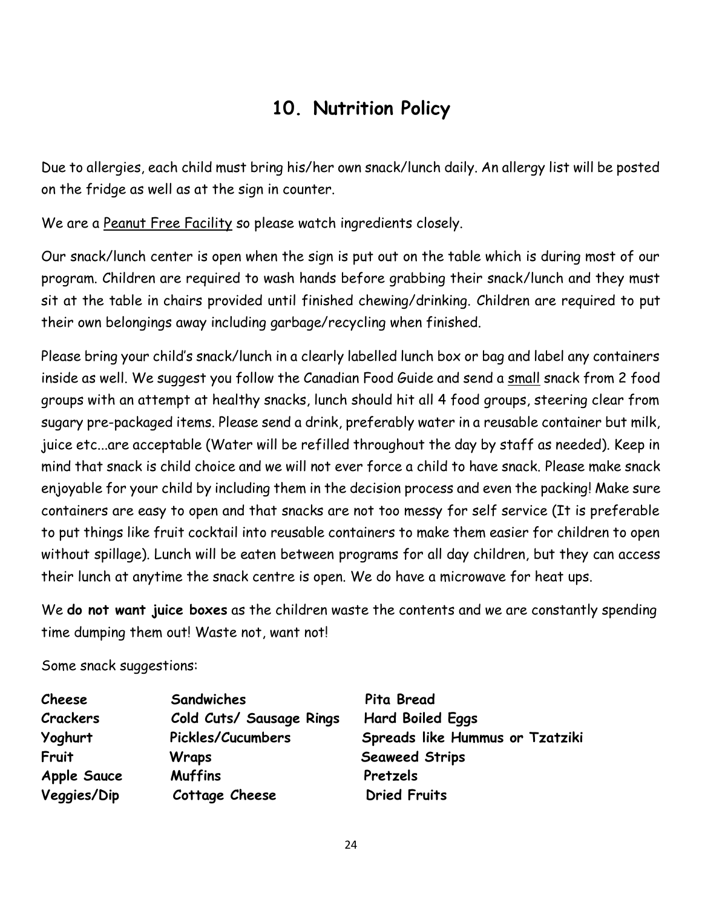# 10. Nutrition Policy

Due to allergies, each child must bring his/her own snack/lunch daily. An allergy list will be posted on the fridge as well as at the sign in counter.

We are a <u>Peanut Free Facility</u> so please watch ingredients closely.

Our snack/lunch center is open when the sign is put out on the table which is during most of our program. Children are required to wash hands before grabbing their snack/lunch and they must sit at the table in chairs provided until finished chewing/drinking. Children are required to put their own belongings away including garbage/recycling when finished.

Please bring your child's snack/lunch in a clearly labelled lunch box or bag and label any containers inside as well. We suggest you follow the Canadian Food Guide and send a <u>small</u> snack from 2 food groups with an attempt at healthy snacks, lunch should hit all 4 food groups, steering clear from sugary pre-packaged items. Please send a drink, preferably water in a reusable container but milk, juice etc...are acceptable (Water will be refilled throughout the day by staff as needed). Keep in mind that snack is child choice and we will not ever force a child to have snack. Please make snack enjoyable for your child by including them in the decision process and even the packing! Make sure containers are easy to open and that snacks are not too messy for self service (It is preferable to put things like fruit cocktail into reusable containers to make them easier for children to open without spillage). Lunch will be eaten between programs for all day children, but they can access their lunch at anytime the snack centre is open. We do have a microwave for heat ups.

We **do not want juice boxes** as the children waste the contents and we are constantly spending time dumping them out! Waste not, want not!

Some snack suggestions:

| | | |
|---|---|---|
| **Cheese** | **Sandwiches** | **Pita Bread** |
| **Crackers** | **Cold Cuts/ Sausage Rings** | **Hard Boiled Eggs** |
| **Yoghurt** | **Pickles/Cucumbers** | **Spreads like Hummus or Tzatziki** |
| **Fruit** | **Wraps** | **Seaweed Strips** |
| **Apple Sauce** | **Muffins** | **Pretzels** |
| **Veggies/Dip** | **Cottage Cheese** | **Dried Fruits** |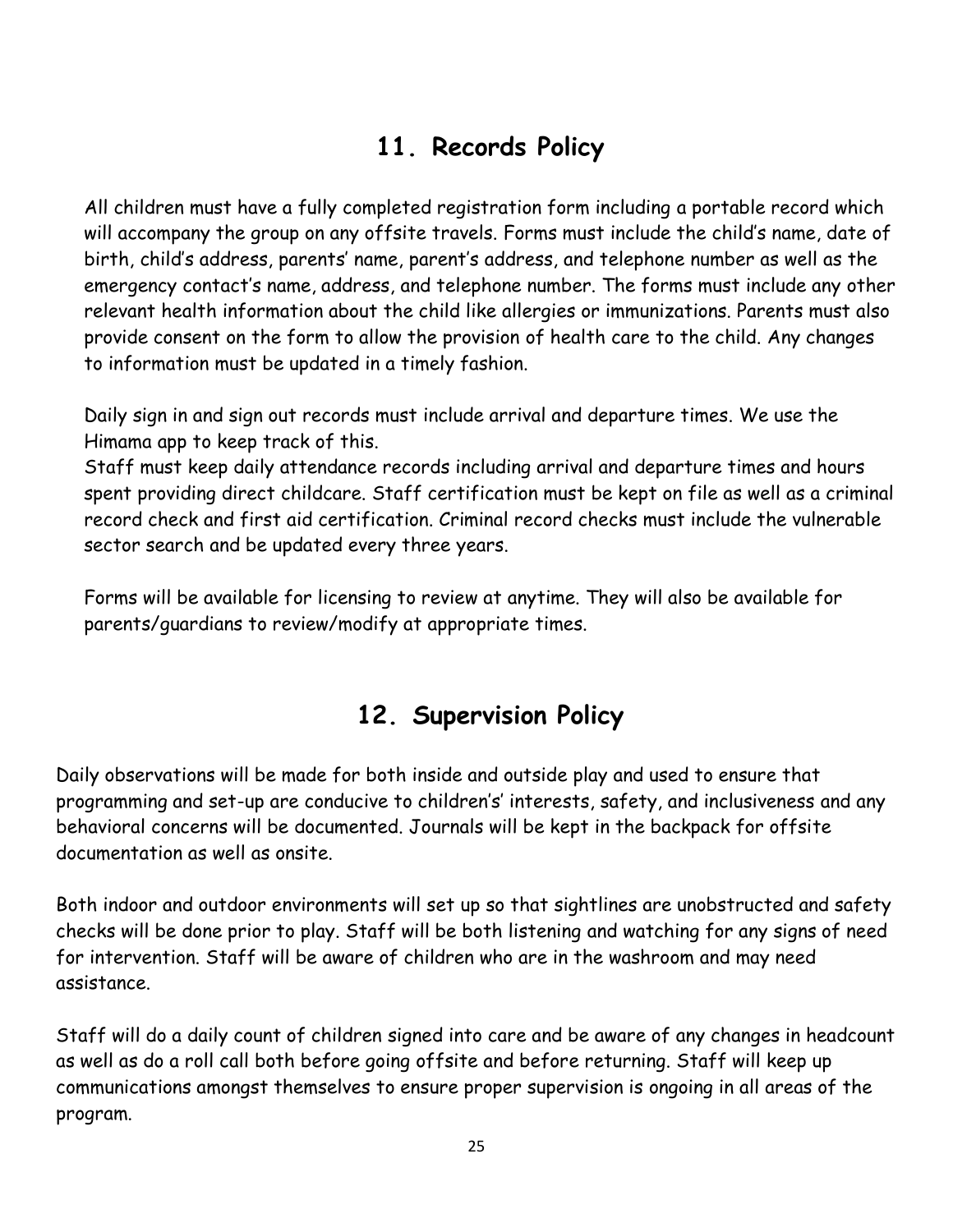## 11. Records Policy

All children must have a fully completed registration form including a portable record which will accompany the group on any offsite travels. Forms must include the child's name, date of birth, child's address, parents' name, parent's address, and telephone number as well as the emergency contact's name, address, and telephone number. The forms must include any other relevant health information about the child like allergies or immunizations. Parents must also provide consent on the form to allow the provision of health care to the child. Any changes to information must be updated in a timely fashion.

Daily sign in and sign out records must include arrival and departure times. We use the Himama app to keep track of this.
Staff must keep daily attendance records including arrival and departure times and hours spent providing direct childcare. Staff certification must be kept on file as well as a criminal record check and first aid certification. Criminal record checks must include the vulnerable sector search and be updated every three years.

Forms will be available for licensing to review at anytime. They will also be available for parents/guardians to review/modify at appropriate times.

## 12. Supervision Policy

Daily observations will be made for both inside and outside play and used to ensure that programming and set-up are conducive to children's' interests, safety, and inclusiveness and any behavioral concerns will be documented. Journals will be kept in the backpack for offsite documentation as well as onsite.

Both indoor and outdoor environments will set up so that sightlines are unobstructed and safety checks will be done prior to play. Staff will be both listening and watching for any signs of need for intervention. Staff will be aware of children who are in the washroom and may need assistance.

Staff will do a daily count of children signed into care and be aware of any changes in headcount as well as do a roll call both before going offsite and before returning. Staff will keep up communications amongst themselves to ensure proper supervision is ongoing in all areas of the program.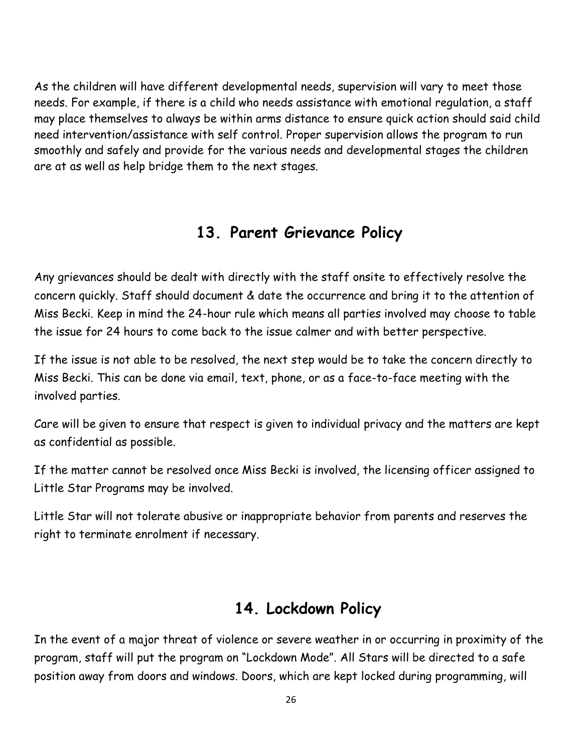As the children will have different developmental needs, supervision will vary to meet those needs. For example, if there is a child who needs assistance with emotional regulation, a staff may place themselves to always be within arms distance to ensure quick action should said child need intervention/assistance with self control. Proper supervision allows the program to run smoothly and safely and provide for the various needs and developmental stages the children are at as well as help bridge them to the next stages.

## 13. Parent Grievance Policy

Any grievances should be dealt with directly with the staff onsite to effectively resolve the concern quickly. Staff should document & date the occurrence and bring it to the attention of Miss Becki. Keep in mind the 24-hour rule which means all parties involved may choose to table the issue for 24 hours to come back to the issue calmer and with better perspective.

If the issue is not able to be resolved, the next step would be to take the concern directly to Miss Becki. This can be done via email, text, phone, or as a face-to-face meeting with the involved parties.

Care will be given to ensure that respect is given to individual privacy and the matters are kept as confidential as possible.

If the matter cannot be resolved once Miss Becki is involved, the licensing officer assigned to Little Star Programs may be involved.

Little Star will not tolerate abusive or inappropriate behavior from parents and reserves the right to terminate enrolment if necessary.

## 14. Lockdown Policy

In the event of a major threat of violence or severe weather in or occurring in proximity of the program, staff will put the program on "Lockdown Mode". All Stars will be directed to a safe position away from doors and windows. Doors, which are kept locked during programming, will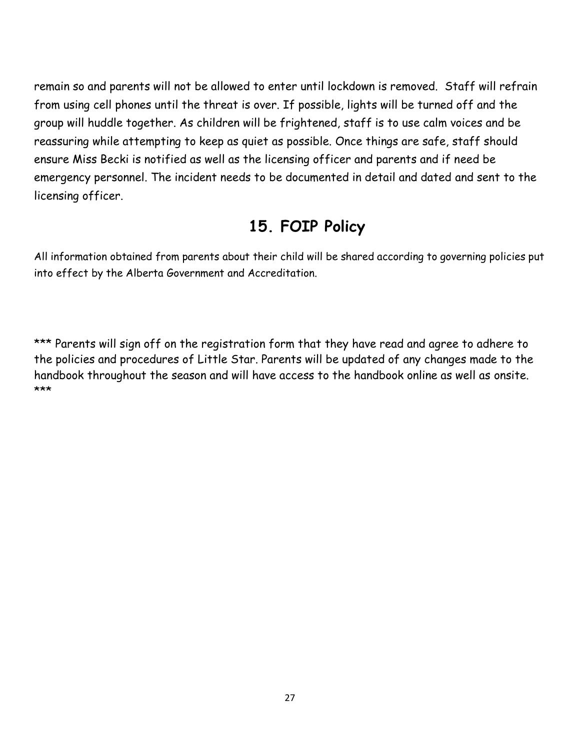remain so and parents will not be allowed to enter until lockdown is removed. Staff will refrain from using cell phones until the threat is over. If possible, lights will be turned off and the group will huddle together. As children will be frightened, staff is to use calm voices and be reassuring while attempting to keep as quiet as possible. Once things are safe, staff should ensure Miss Becki is notified as well as the licensing officer and parents and if need be emergency personnel. The incident needs to be documented in detail and dated and sent to the licensing officer.

## 15. FOIP Policy

All information obtained from parents about their child will be shared according to governing policies put into effect by the Alberta Government and Accreditation.

*** Parents will sign off on the registration form that they have read and agree to adhere to the policies and procedures of Little Star. Parents will be updated of any changes made to the handbook throughout the season and will have access to the handbook online as well as onsite. ***